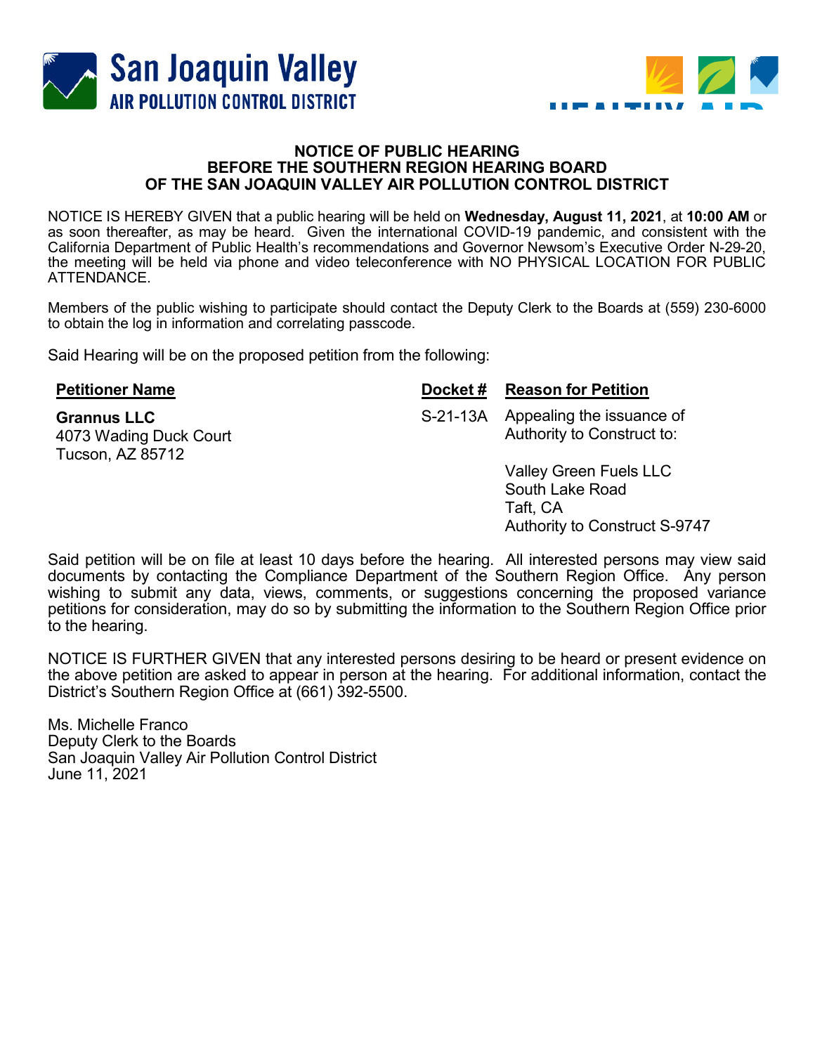**San Joaquin Valley**
**AIR POLLUTION CONTROL DISTRICT**

# NOTICE OF PUBLIC HEARING
# BEFORE THE SOUTHERN REGION HEARING BOARD
# OF THE SAN JOAQUIN VALLEY AIR POLLUTION CONTROL DISTRICT

NOTICE IS HEREBY GIVEN that a public hearing will be held on **Wednesday, August 11, 2021**, at **10:00 AM** or as soon thereafter, as may be heard. Given the international COVID-19 pandemic, and consistent with the California Department of Public Health's recommendations and Governor Newsom's Executive Order N-29-20, the meeting will be held via phone and video teleconference with NO PHYSICAL LOCATION FOR PUBLIC ATTENDANCE.

Members of the public wishing to participate should contact the Deputy Clerk to the Boards at (559) 230-6000 to obtain the log in information and correlating passcode.

Said Hearing will be on the proposed petition from the following:

| Petitioner Name | Docket # | Reason for Petition |
|---|---|---|
| **Grannus LLC**<br>4073 Wading Duck Court<br>Tucson, AZ 85712 | S-21-13A | Appealing the issuance of Authority to Construct to:<br><br>Valley Green Fuels LLC<br>South Lake Road<br>Taft, CA<br>Authority to Construct S-9747 |

Said petition will be on file at least 10 days before the hearing. All interested persons may view said documents by contacting the Compliance Department of the Southern Region Office. Any person wishing to submit any data, views, comments, or suggestions concerning the proposed variance petitions for consideration, may do so by submitting the information to the Southern Region Office prior to the hearing.

NOTICE IS FURTHER GIVEN that any interested persons desiring to be heard or present evidence on the above petition are asked to appear in person at the hearing. For additional information, contact the District's Southern Region Office at (661) 392-5500.

Ms. Michelle Franco
Deputy Clerk to the Boards
San Joaquin Valley Air Pollution Control District
June 11, 2021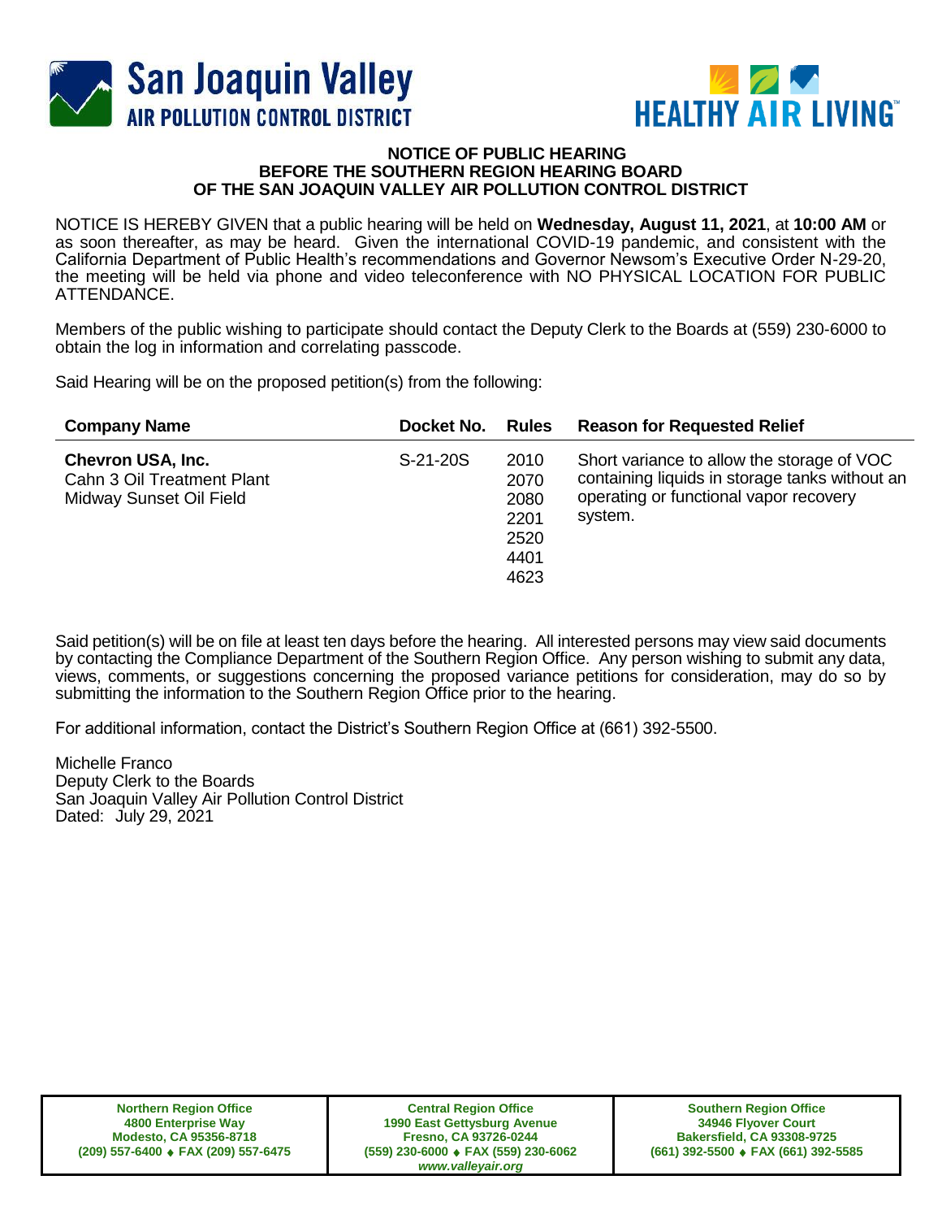San Joaquin Valley
AIR POLLUTION CONTROL DISTRICT

HEALTHY AIR LIVING™

**NOTICE OF PUBLIC HEARING**
**BEFORE THE SOUTHERN REGION HEARING BOARD**
**OF THE SAN JOAQUIN VALLEY AIR POLLUTION CONTROL DISTRICT**

NOTICE IS HEREBY GIVEN that a public hearing will be held on **Wednesday, August 11, 2021**, at **10:00 AM** or as soon thereafter, as may be heard. Given the international COVID-19 pandemic, and consistent with the California Department of Public Health's recommendations and Governor Newsom's Executive Order N-29-20, the meeting will be held via phone and video teleconference with NO PHYSICAL LOCATION FOR PUBLIC ATTENDANCE.

Members of the public wishing to participate should contact the Deputy Clerk to the Boards at (559) 230-6000 to obtain the log in information and correlating passcode.

Said Hearing will be on the proposed petition(s) from the following:

| Company Name | Docket No. | Rules | Reason for Requested Relief |
|---|---|---|---|
| **Chevron USA, Inc.**<br>Cahn 3 Oil Treatment Plant<br>Midway Sunset Oil Field | S-21-20S | 2010<br>2070<br>2080<br>2201<br>2520<br>4401<br>4623 | Short variance to allow the storage of VOC containing liquids in storage tanks without an operating or functional vapor recovery system. |

Said petition(s) will be on file at least ten days before the hearing. All interested persons may view said documents by contacting the Compliance Department of the Southern Region Office. Any person wishing to submit any data, views, comments, or suggestions concerning the proposed variance petitions for consideration, may do so by submitting the information to the Southern Region Office prior to the hearing.

For additional information, contact the District's Southern Region Office at (661) 392-5500.

Michelle Franco
Deputy Clerk to the Boards
San Joaquin Valley Air Pollution Control District
Dated: July 29, 2021

| Northern Region Office | Central Region Office | Southern Region Office |
|---|---|---|
| 4800 Enterprise Way<br>Modesto, CA 95356-8718<br>(209) 557-6400 ♦ FAX (209) 557-6475 | 1990 East Gettysburg Avenue<br>Fresno, CA 93726-0244<br>(559) 230-6000 ♦ FAX (559) 230-6062<br>*www.valleyair.org* | 34946 Flyover Court<br>Bakersfield, CA 93308-9725<br>(661) 392-5500 ♦ FAX (661) 392-5585 |